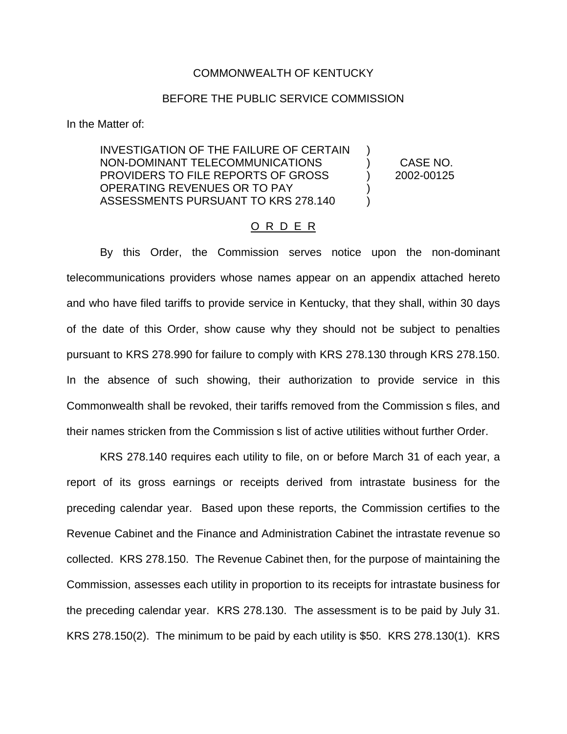COMMONWEALTH OF KENTUCKY

BEFORE THE PUBLIC SERVICE COMMISSION

In the Matter of:

| | | |
|---|---|---|
| INVESTIGATION OF THE FAILURE OF CERTAIN NON-DOMINANT TELECOMMUNICATIONS PROVIDERS TO FILE REPORTS OF GROSS OPERATING REVENUES OR TO PAY ASSESSMENTS PURSUANT TO KRS 278.140 | ) ) ) ) ) | CASE NO. 2002-00125 |

O R D E R

By this Order, the Commission serves notice upon the non-dominant telecommunications providers whose names appear on an appendix attached hereto and who have filed tariffs to provide service in Kentucky, that they shall, within 30 days of the date of this Order, show cause why they should not be subject to penalties pursuant to KRS 278.990 for failure to comply with KRS 278.130 through KRS 278.150. In the absence of such showing, their authorization to provide service in this Commonwealth shall be revoked, their tariffs removed from the Commission s files, and their names stricken from the Commission s list of active utilities without further Order.

KRS 278.140 requires each utility to file, on or before March 31 of each year, a report of its gross earnings or receipts derived from intrastate business for the preceding calendar year. Based upon these reports, the Commission certifies to the Revenue Cabinet and the Finance and Administration Cabinet the intrastate revenue so collected. KRS 278.150. The Revenue Cabinet then, for the purpose of maintaining the Commission, assesses each utility in proportion to its receipts for intrastate business for the preceding calendar year. KRS 278.130. The assessment is to be paid by July 31. KRS 278.150(2). The minimum to be paid by each utility is $50. KRS 278.130(1). KRS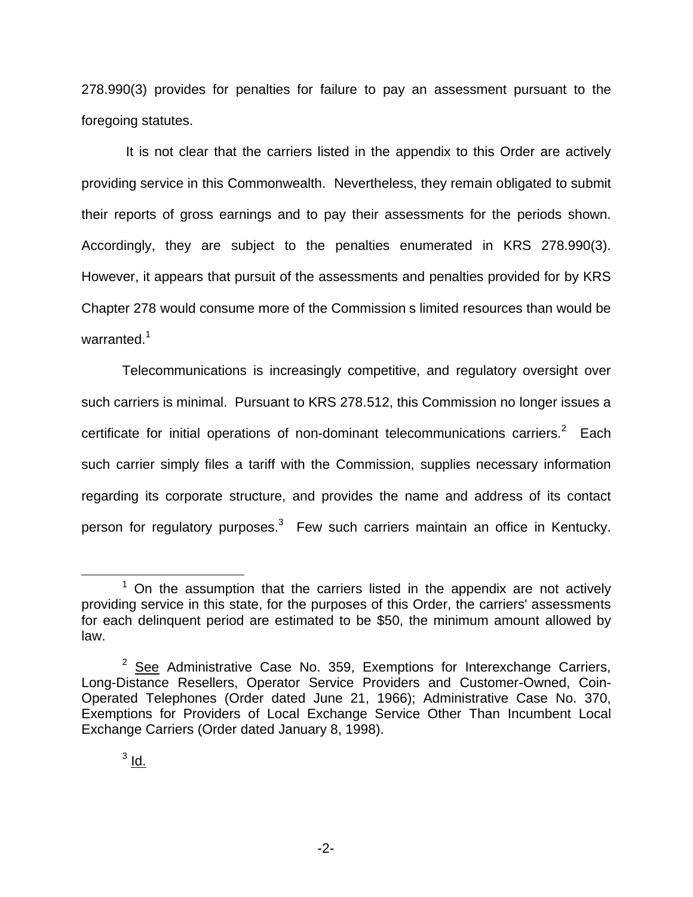278.990(3) provides for penalties for failure to pay an assessment pursuant to the foregoing statutes.

It is not clear that the carriers listed in the appendix to this Order are actively providing service in this Commonwealth. Nevertheless, they remain obligated to submit their reports of gross earnings and to pay their assessments for the periods shown. Accordingly, they are subject to the penalties enumerated in KRS 278.990(3). However, it appears that pursuit of the assessments and penalties provided for by KRS Chapter 278 would consume more of the Commission s limited resources than would be warranted.[1]

Telecommunications is increasingly competitive, and regulatory oversight over such carriers is minimal. Pursuant to KRS 278.512, this Commission no longer issues a certificate for initial operations of non-dominant telecommunications carriers.[2] Each such carrier simply files a tariff with the Commission, supplies necessary information regarding its corporate structure, and provides the name and address of its contact person for regulatory purposes.[3] Few such carriers maintain an office in Kentucky.

---

[1] On the assumption that the carriers listed in the appendix are not actively providing service in this state, for the purposes of this Order, the carriers' assessments for each delinquent period are estimated to be $50, the minimum amount allowed by law.

[2] See Administrative Case No. 359, Exemptions for Interexchange Carriers, Long-Distance Resellers, Operator Service Providers and Customer-Owned, Coin-Operated Telephones (Order dated June 21, 1966); Administrative Case No. 370, Exemptions for Providers of Local Exchange Service Other Than Incumbent Local Exchange Carriers (Order dated January 8, 1998).

[3] Id.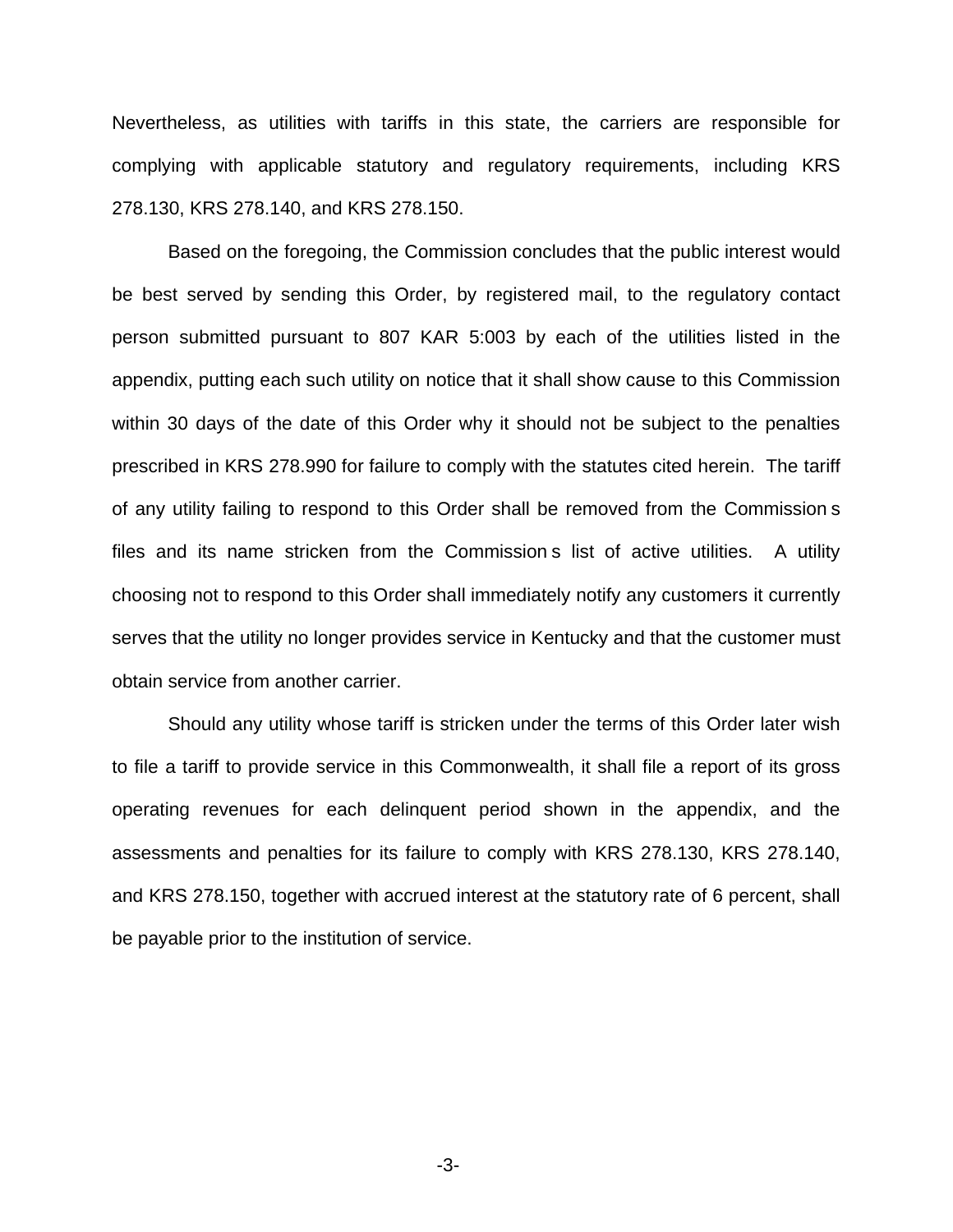Nevertheless, as utilities with tariffs in this state, the carriers are responsible for complying with applicable statutory and regulatory requirements, including KRS 278.130, KRS 278.140, and KRS 278.150.

Based on the foregoing, the Commission concludes that the public interest would be best served by sending this Order, by registered mail, to the regulatory contact person submitted pursuant to 807 KAR 5:003 by each of the utilities listed in the appendix, putting each such utility on notice that it shall show cause to this Commission within 30 days of the date of this Order why it should not be subject to the penalties prescribed in KRS 278.990 for failure to comply with the statutes cited herein. The tariff of any utility failing to respond to this Order shall be removed from the Commission s files and its name stricken from the Commission s list of active utilities. A utility choosing not to respond to this Order shall immediately notify any customers it currently serves that the utility no longer provides service in Kentucky and that the customer must obtain service from another carrier.

Should any utility whose tariff is stricken under the terms of this Order later wish to file a tariff to provide service in this Commonwealth, it shall file a report of its gross operating revenues for each delinquent period shown in the appendix, and the assessments and penalties for its failure to comply with KRS 278.130, KRS 278.140, and KRS 278.150, together with accrued interest at the statutory rate of 6 percent, shall be payable prior to the institution of service.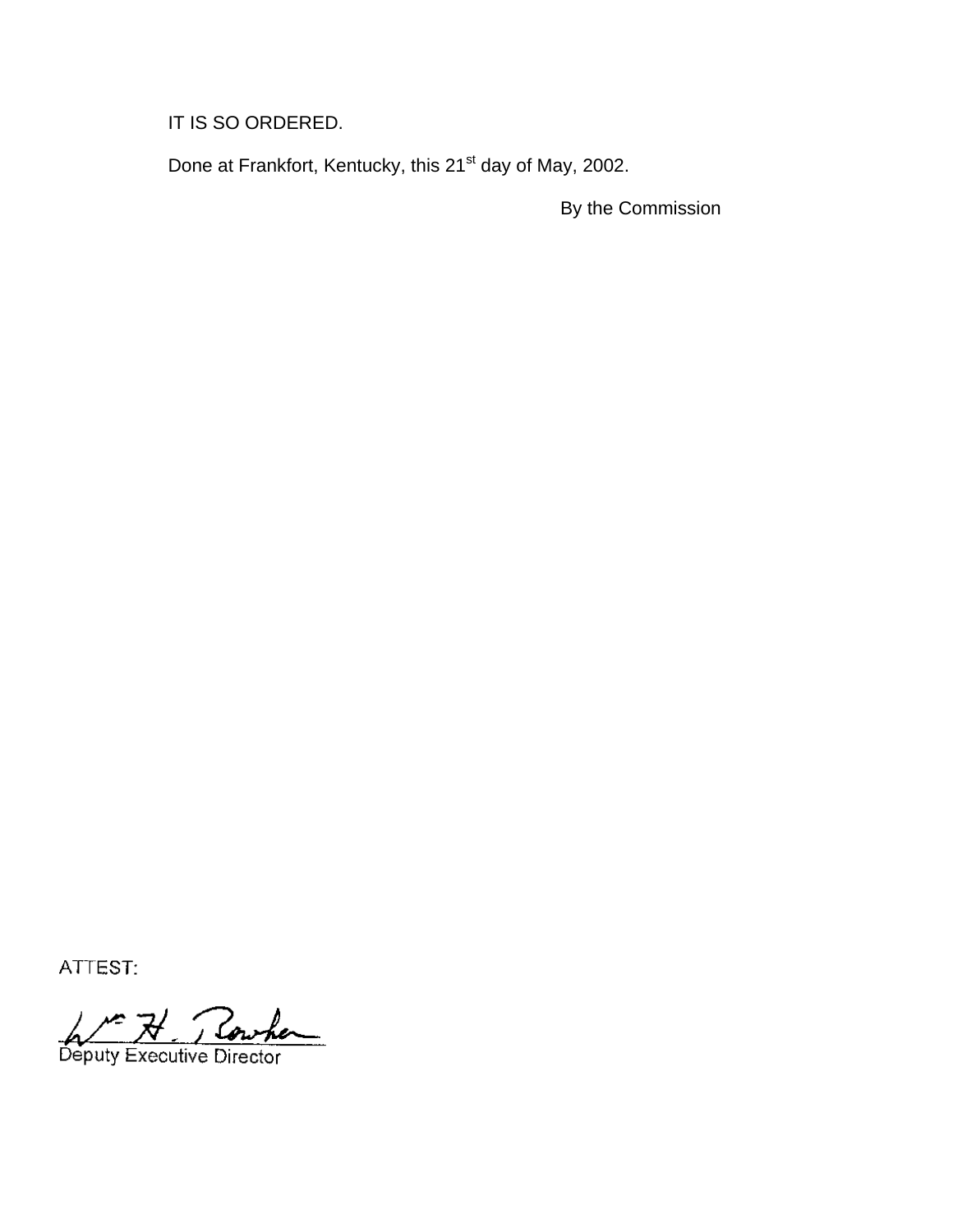IT IS SO ORDERED.

Done at Frankfort, Kentucky, this 21st day of May, 2002.

By the Commission

ATTEST:

Deputy Executive Director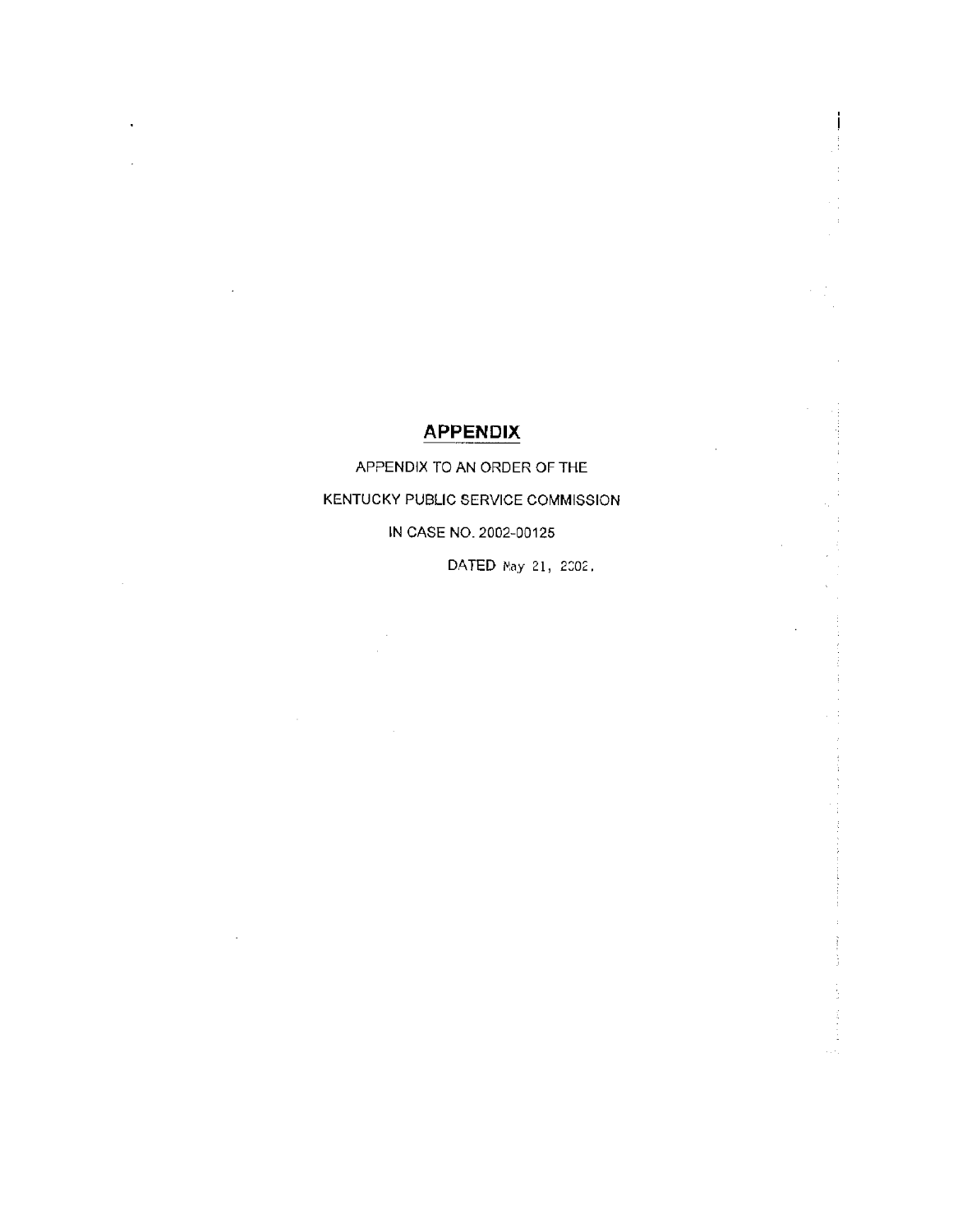# APPENDIX

APPENDIX TO AN ORDER OF THE

KENTUCKY PUBLIC SERVICE COMMISSION

IN CASE NO. 2002-00125

DATED May 21, 2002.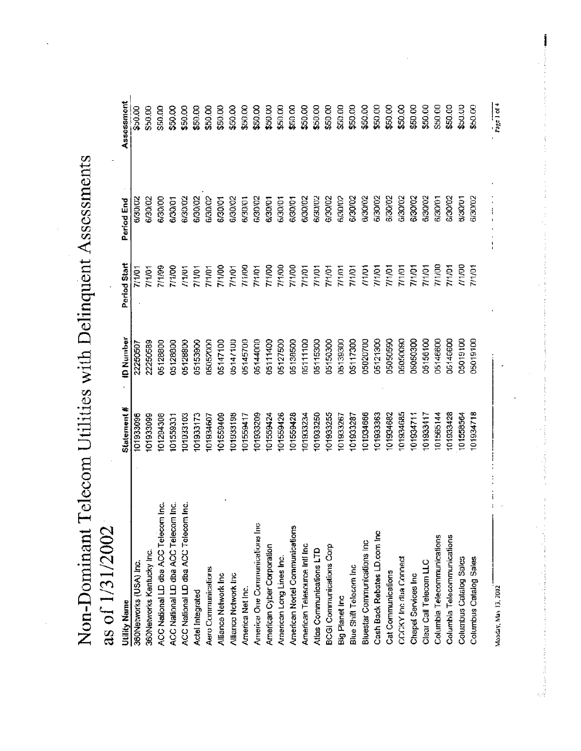# Non-Dominant Telecom Utilities with Delinquent Assessments

## as of 1/31/2002

| Utility Name | Statement # | ID Number | Period Start | Period End | Assessment |
|---|---|---|---|---|---|
| 360Networks (USA) Inc. | 101933096 | 22250507 | 7/1/01 | 6/30/02 | $50.00 |
| 360Networks Kentucky Inc. | 101933099 | 22250589 | 7/1/01 | 6/30/02 | $50.00 |
| ACC National LD dba ACC Telecom Inc. | 101294308 | 05128800 | 7/1/99 | 6/30/00 | $50.00 |
| ACC National LD dba ACC Telecom Inc. | 101559331 | 05128800 | 7/1/00 | 6/30/01 | $50.00 |
| ACC National LD dba ACC Telecom Inc. | 101933103 | 05128800 | 7/1/01 | 6/30/02 | $50.00 |
| Actel Integrated | 101933173 | 05153900 | 7/1/01 | 6/30/02 | $50.00 |
| Aero Communications | 101934607 | 05052000 | 7/1/01 | 6/30/02 | $50.00 |
| Alliance Network Inc | 101559409 | 05147100 | 7/1/00 | 6/30/01 | $50.00 |
| Alliance Network Inc | 101933198 | 05147100 | 7/1/01 | 6/30/02 | $50.00 |
| America Net Inc. | 101559417 | 05145700 | 7/1/00 | 6/30/01 | $50.00 |
| America One Communications Inc | 101933209 | 05144000 | 7/1/01 | 6/30/02 | $50.00 |
| American Cyber Corporation | 101559424 | 05111400 | 7/1/00 | 6/30/01 | $50.00 |
| American Long Lines Inc. | 101559426 | 05127500 | 7/1/00 | 6/30/01 | $50.00 |
| American Nortel Communications | 101559428 | 05138500 | 7/1/00 | 6/30/01 | $50.00 |
| American Telesource Intl Inc | 101933234 | 05111100 | 7/1/01 | 6/30/02 | $50.00 |
| Atlas Communications LTD | 101933250 | 05115300 | 7/1/01 | 6/30/02 | $50.00 |
| BCGI Communications Corp | 101933255 | 05150300 | 7/1/01 | 6/30/02 | $50.00 |
| Big Planet Inc | 101933267 | 05139300 | 7/1/01 | 6/30/02 | $50.00 |
| Blue Shift Telecom Inc | 101933287 | 05117300 | 7/1/01 | 6/30/02 | $50.00 |
| Bluestar Communications Inc | 101934666 | 05020700 | 7/1/01 | 6/30/02 | $50.00 |
| Cash Back Rebates LD.com Inc | 101933363 | 05121300 | 7/1/01 | 6/30/02 | $50.00 |
| Cat Communications | 101934682 | 05050590 | 7/1/01 | 6/30/02 | $50.00 |
| CCCKY Inc dba Connect | 101934685 | 05050090 | 7/1/01 | 6/30/02 | $50.00 |
| Chapel Services Inc | 101934711 | 05050300 | 7/1/01 | 6/30/02 | $50.00 |
| Clear Call Telecom LLC | 101933417 | 05156100 | 7/1/01 | 6/30/02 | $50.00 |
| Columbia Telecommunications | 101565144 | 05146600 | 7/1/00 | 6/30/01 | $50.00 |
| Columbia Telecommunications | 101933428 | 05146600 | 7/1/01 | 6/30/02 | $50.00 |
| Columbus Catalog Sales | 101558564 | 05019100 | 7/1/00 | 6/30/01 | $50.00 |
| Columbus Catalog Sales | 101934718 | 05019100 | 7/1/01 | 6/30/02 | $50.00 |

Monday, May 13, 2002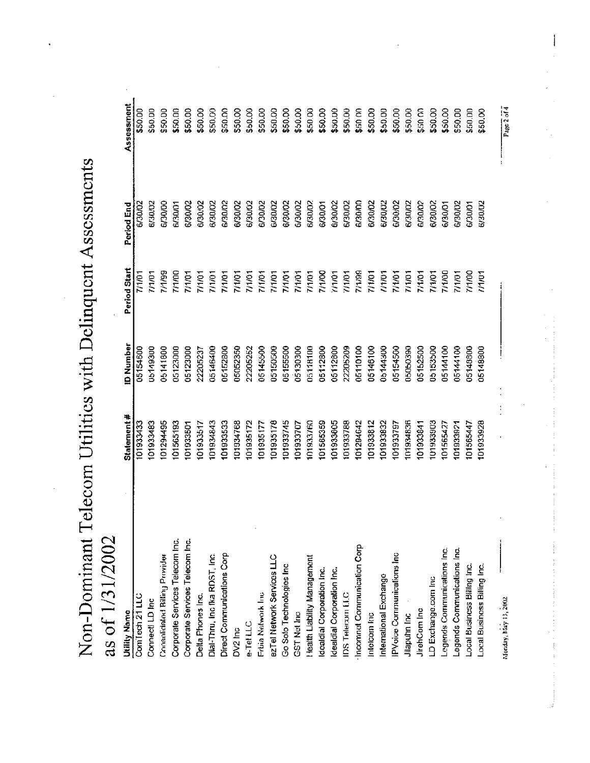# Non-Dominant Telecom Utilities with Delinquent Assessments as of 1/31/2002

| Utility Name | Statement # | ID Number | Period Start | Period End | Assessment |
|---|---|---|---|---|---|
| ComTech 21 LLC | 101933433 | 05154600 | 7/1/01 | 6/30/02 | $50.00 |
| Connect! LD Inc | 101933483 | 05149300 | 7/1/01 | 6/30/02 | $50.00 |
| Consolidated Billing Provider | 101294495 | 05141800 | 7/1/99 | 6/30/00 | $50.00 |
| Corporate Services Telecom Inc. | 101565193 | 05123000 | 7/1/00 | 6/30/01 | $50.00 |
| Corporate Services Telecom Inc. | 101933501 | 05123000 | 7/1/01 | 6/30/02 | $50.00 |
| Delta Phones Inc. | 101933517 | 22205237 | 7/1/01 | 6/30/02 | $50.00 |
| Dial-Thru, Inc fka RDST, Inc. | 101934843 | 05146400 | 7/1/01 | 6/30/02 | $50.00 |
| Direct Communications Corp | 101933533 | 05152800 | 7/1/01 | 6/30/02 | $50.00 |
| DV2 Inc | 101934768 | 05052350 | 7/1/01 | 6/30/02 | $50.00 |
| e-Tel LLC | 101935172 | 22205252 | 7/1/01 | 6/30/02 | $50.00 |
| Erbia Network Inc | 101935177 | 05145500 | 7/1/01 | 6/30/02 | $50.00 |
| ezTel Network Services LLC | 101935178 | 05150500 | 7/1/01 | 6/30/02 | $50.00 |
| Go Solo Technologies Inc | 101933745 | 05155500 | 7/1/01 | 6/30/02 | $50.00 |
| GST Net Inc | 101933707 | 05130300 | 7/1/01 | 6/30/02 | $50.00 |
| Health Liability Management | 101933760 | 05118100 | 7/1/01 | 6/30/02 | $50.00 |
| Idealdial Corporation Inc. | 101565359 | 05112800 | 7/1/00 | 6/30/01 | $50.00 |
| Idealdial Corporation Inc. | 101933805 | 05112800 | 7/1/01 | 6/30/02 | $50.00 |
| IDS Telecom LLC | 101933788 | 22205209 | 7/1/01 | 6/30/02 | $50.00 |
| Incomnet Communication Corp | 101294642 | 05110100 | 7/1/99 | 6/30/00 | $50.00 |
| Intelcom Inc | 101933812 | 05146100 | 7/1/01 | 6/30/02 | $50.00 |
| International Exchange | 101933832 | 05144300 | 7/1/01 | 6/30/02 | $50.00 |
| IPVoice Communications Inc | 101933797 | 05154500 | 7/1/01 | 6/30/02 | $50.00 |
| Jliaputhn Inc | 101934836 | 05050390 | 7/1/01 | 6/30/02 | $50.00 |
| JirehCom Inc | 101933841 | 05152500 | 7/1/01 | 6/30/02 | $50.00 |
| LD Exchange.com Inc | 101933903 | 05153500 | 7/1/01 | 6/30/02 | $50.00 |
| Legends Communications Inc. | 101565427 | 05144100 | 7/1/00 | 6/30/01 | $50.00 |
| Legends Communications Inc. | 101933921 | 05144100 | 7/1/01 | 6/30/02 | $50.00 |
| Local Business Billing Inc. | 101565447 | 05148800 | 7/1/00 | 6/30/01 | $50.00 |
| Local Business Billing Inc. | 101933928 | 05148800 | 7/1/01 | 6/30/02 | $50.00 |

Monday, May 13, 2002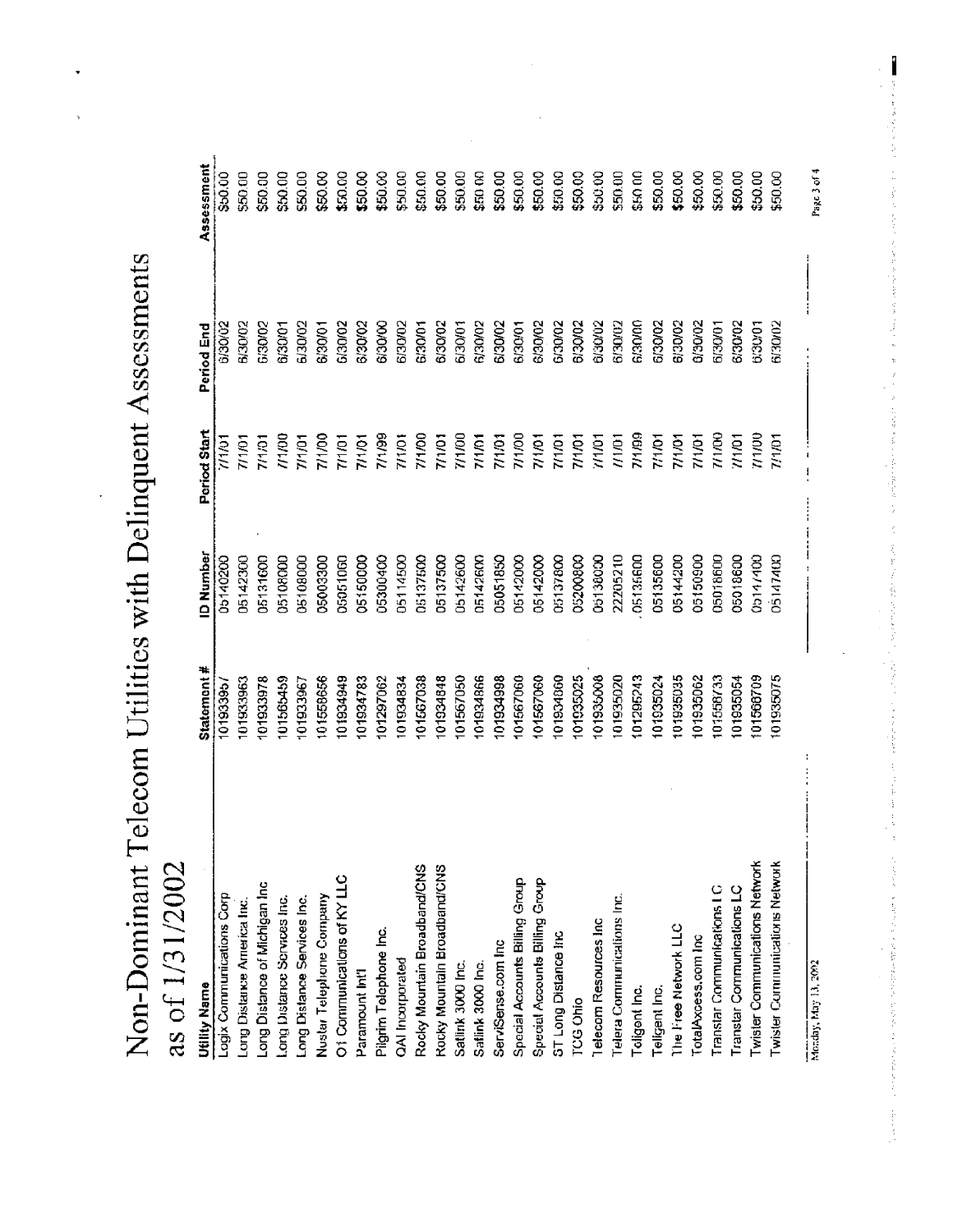# Non-Dominant Telecom Utilities with Delinquent Assessments

## as of 1/31/2002

| Utility Name | Statement # | ID Number | Period Start | Period End | Assessment |
|---|---|---|---|---|---|
| Logix Communications Corp | 101933957 | 05140200 | 7/1/01 | 6/30/02 | $50.00 |
| Long Distance America Inc. | 101933963 | 05142300 | 7/1/01 | 6/30/02 | $50.00 |
| Long Distance of Michigan Inc | 101933978 | 05131600 | 7/1/01 | 6/30/02 | $50.00 |
| Long Distance Services Inc. | 101565459 | 05108000 | 7/1/00 | 6/30/01 | $50.00 |
| Long Distance Services Inc. | 101933967 | 05108000 | 7/1/01 | 6/30/02 | $50.00 |
| Nustar Telephone Company | 101558656 | 05003300 | 7/1/00 | 6/30/01 | $50.00 |
| O1 Communications of KY LLC | 101934949 | 05051060 | 7/1/01 | 6/30/02 | $50.00 |
| Paramount Int'l | 101934783 | 05150000 | 7/1/01 | 6/30/02 | $50.00 |
| Pilgrim Telephone Inc. | 101297062 | 05300400 | 7/1/99 | 6/30/00 | $50.00 |
| QAI Incorporated | 101934834 | 05114500 | 7/1/01 | 6/30/02 | $50.00 |
| Rocky Mountain Broadband/CNS | 101567038 | 05137500 | 7/1/00 | 6/30/01 | $50.00 |
| Rocky Mountain Broadband/CNS | 101934848 | 05137500 | 7/1/01 | 6/30/02 | $50.00 |
| Satlink 3000 Inc. | 101567050 | 05142600 | 7/1/00 | 6/30/01 | $50.00 |
| Satlink 3000 Inc. | 101934866 | 05142600 | 7/1/01 | 6/30/02 | $50.00 |
| ServiSense.com Inc | 101934998 | 05051850 | 7/1/01 | 6/30/02 | $50.00 |
| Special Accounts Billing Group | 101567060 | 05142000 | 7/1/00 | 6/30/01 | $50.00 |
| Special Accounts Billing Group | 101567060 | 05142000 | 7/1/01 | 6/30/02 | $50.00 |
| ST Long Distance Inc | 101934860 | 05137800 | 7/1/01 | 6/30/02 | $50.00 |
| TCG Ohio | 101935025 | 05200800 | 7/1/01 | 6/30/02 | $50.00 |
| Telecom Resources Inc | 101935008 | 05138000 | 7/1/01 | 6/30/02 | $50.00 |
| Telera Communications Inc. | 101935020 | 22205210 | 7/1/01 | 6/30/02 | $50.00 |
| Toligent Inc. | 101295243 | 05135600 | 7/1/99 | 6/30/00 | $50.00 |
| Teligent Inc. | 101935024 | 05135600 | 7/1/01 | 6/30/02 | $50.00 |
| The Free Network LLC | 101935035 | 05144200 | 7/1/01 | 6/30/02 | $50.00 |
| TotalAxcess.com Inc | 101935062 | 05150900 | 7/1/01 | 6/30/02 | $50.00 |
| Transtar Communications LC | 101558733 | 05018600 | 7/1/00 | 6/30/01 | $50.00 |
| Transtar Communications LC | 101935054 | 05018600 | 7/1/01 | 6/30/02 | $50.00 |
| Twister Communications Network | 101566709 | 05147400 | 7/1/00 | 6/30/01 | $50.00 |
| Twister Communications Network | 101935075 | 05147400 | 7/1/01 | 6/30/02 | $50.00 |

Monday, May 13, 2002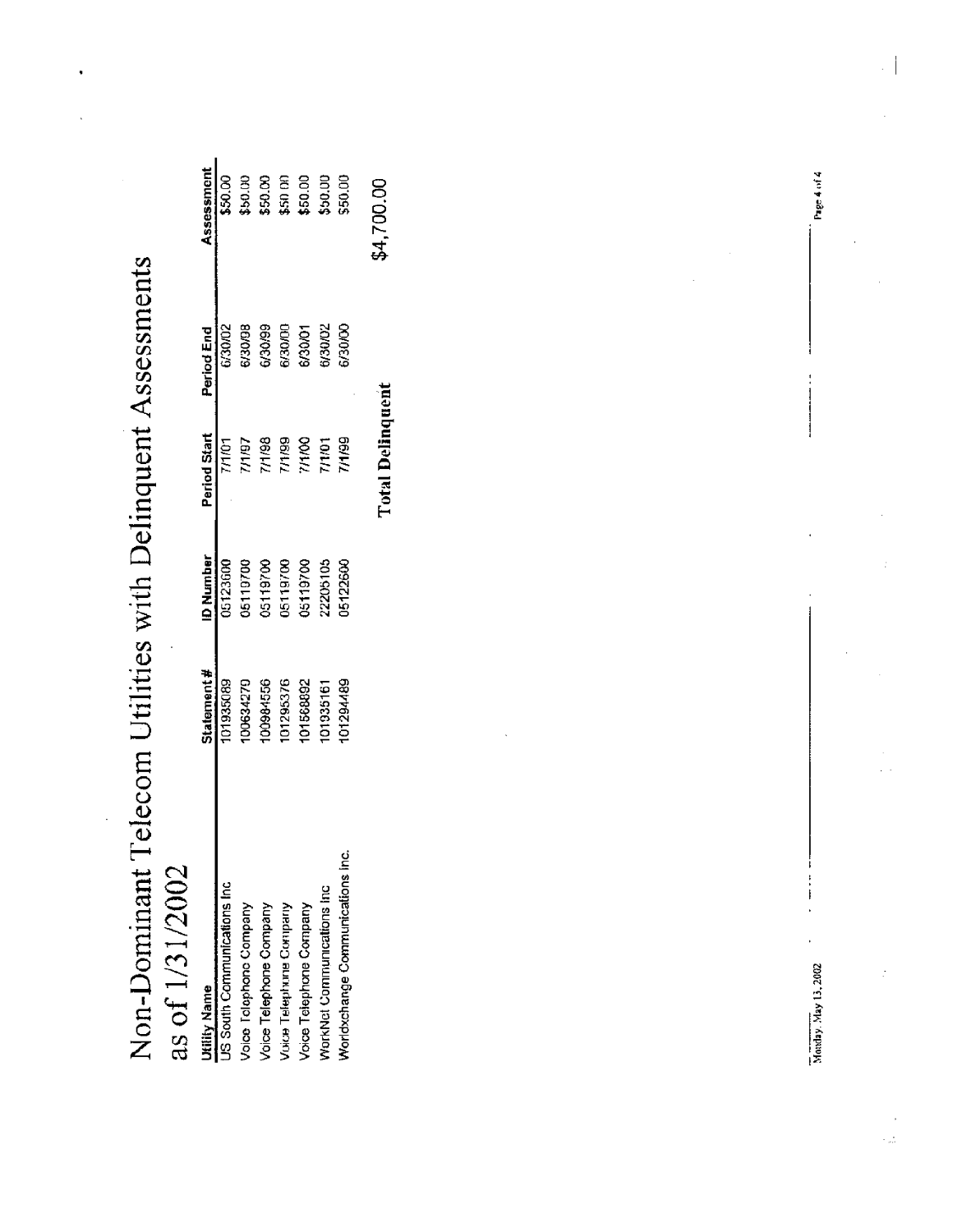# Non-Dominant Telecom Utilities with Delinquent Assessments

## as of 1/31/2002

| Utility Name | Statement # | ID Number | Period Start | Period End | Assessment |
|---|---|---|---|---|---|
| US South Communications Inc | 101935089 | 05123600 | 7/1/01 | 6/30/02 | \$50.00 |
| Voice Telephone Company | 100634270 | 05119700 | 7/1/97 | 6/30/98 | \$50.00 |
| Voice Telephone Company | 100984556 | 05119700 | 7/1/98 | 6/30/99 | \$50.00 |
| Voice Telephone Company | 101295376 | 05119700 | 7/1/99 | 6/30/00 | \$50.00 |
| Voice Telephone Company | 101568892 | 05119700 | 7/1/00 | 6/30/01 | \$50.00 |
| WorkNet Communications Inc | 101935161 | 22205105 | 7/1/01 | 6/30/02 | \$50.00 |
| Worldxchange Communications Inc. | 101294489 | 05122600 | 7/1/99 | 6/30/00 | \$50.00 |

**Total Delinquent** \$4,700.00

Monday, May 13, 2002